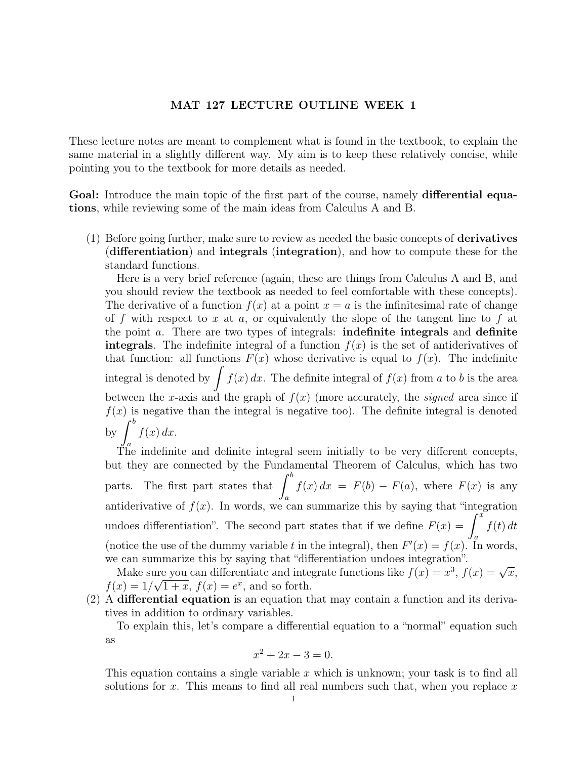# MAT 127 LECTURE OUTLINE WEEK 1

These lecture notes are meant to complement what is found in the textbook, to explain the same material in a slightly different way. My aim is to keep these relatively concise, while pointing you to the textbook for more details as needed.

**Goal:** Introduce the main topic of the first part of the course, namely **differential equations**, while reviewing some of the main ideas from Calculus A and B.

(1) Before going further, make sure to review as needed the basic concepts of **derivatives** (**differentiation**) and **integrals** (**integration**), and how to compute these for the standard functions.

Here is a very brief reference (again, these are things from Calculus A and B, and you should review the textbook as needed to feel comfortable with these concepts). The derivative of a function $f(x)$ at a point $x = a$ is the infinitesimal rate of change of $f$ with respect to $x$ at $a$, or equivalently the slope of the tangent line to $f$ at the point $a$. There are two types of integrals: **indefinite integrals** and **definite integrals**. The indefinite integral of a function $f(x)$ is the set of antiderivatives of that function: all functions $F(x)$ whose derivative is equal to $f(x)$. The indefinite integral is denoted by $\int f(x)\,dx$. The definite integral of $f(x)$ from $a$ to $b$ is the area between the $x$-axis and the graph of $f(x)$ (more accurately, the *signed* area since if $f(x)$ is negative than the integral is negative too). The definite integral is denoted by $\int_a^b f(x)\,dx$.

The indefinite and definite integral seem initially to be very different concepts, but they are connected by the Fundamental Theorem of Calculus, which has two parts. The first part states that $\int_a^b f(x)\,dx = F(b) - F(a)$, where $F(x)$ is any antiderivative of $f(x)$. In words, we can summarize this by saying that "integration undoes differentiation". The second part states that if we define $F(x) = \int_a^x f(t)\,dt$ (notice the use of the dummy variable $t$ in the integral), then $F'(x) = f(x)$. In words, we can summarize this by saying that "differentiation undoes integration".

Make sure you can differentiate and integrate functions like $f(x) = x^3$, $f(x) = \sqrt{x}$, $f(x) = 1/\sqrt{1+x}$, $f(x) = e^x$, and so forth.

(2) A **differential equation** is an equation that may contain a function and its derivatives in addition to ordinary variables.

To explain this, let's compare a differential equation to a "normal" equation such as

$$x^2 + 2x - 3 = 0.$$

This equation contains a single variable $x$ which is unknown; your task is to find all solutions for $x$. This means to find all real numbers such that, when you replace $x$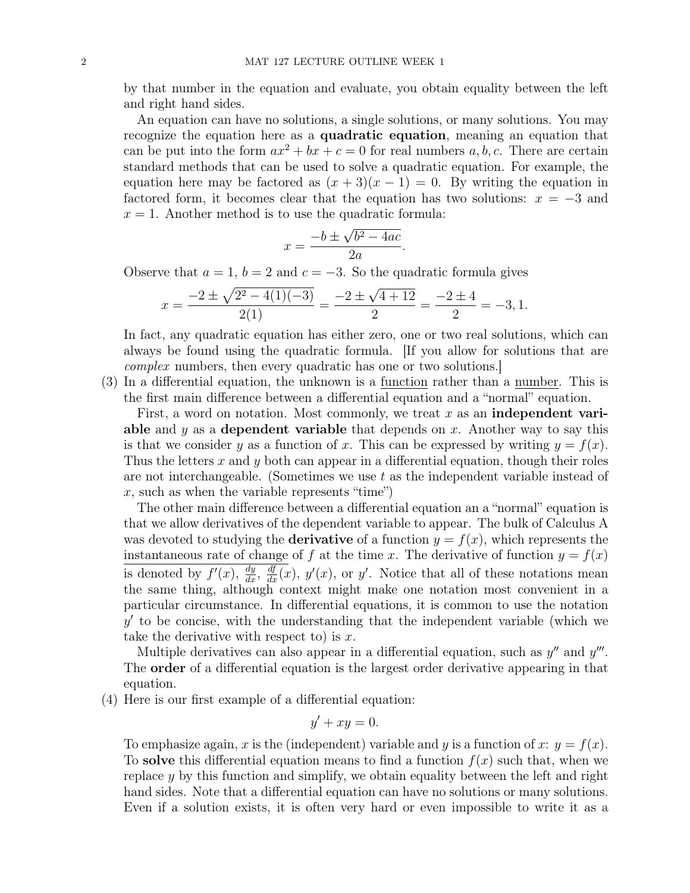by that number in the equation and evaluate, you obtain equality between the left and right hand sides.

An equation can have no solutions, a single solutions, or many solutions. You may recognize the equation here as a **quadratic equation**, meaning an equation that can be put into the form $ax^2 + bx + c = 0$ for real numbers $a, b, c$. There are certain standard methods that can be used to solve a quadratic equation. For example, the equation here may be factored as $(x + 3)(x - 1) = 0$. By writing the equation in factored form, it becomes clear that the equation has two solutions: $x = -3$ and $x = 1$. Another method is to use the quadratic formula:

$$x = \frac{-b \pm \sqrt{b^2 - 4ac}}{2a}.$$

Observe that $a = 1$, $b = 2$ and $c = -3$. So the quadratic formula gives

$$x = \frac{-2 \pm \sqrt{2^2 - 4(1)(-3)}}{2(1)} = \frac{-2 \pm \sqrt{4 + 12}}{2} = \frac{-2 \pm 4}{2} = -3, 1.$$

In fact, any quadratic equation has either zero, one or two real solutions, which can always be found using the quadratic formula. [If you allow for solutions that are *complex* numbers, then every quadratic has one or two solutions.]

(3) In a differential equation, the unknown is a function rather than a number. This is the first main difference between a differential equation and a "normal" equation.

First, a word on notation. Most commonly, we treat $x$ as an **independent variable** and $y$ as a **dependent variable** that depends on $x$. Another way to say this is that we consider $y$ as a function of $x$. This can be expressed by writing $y = f(x)$. Thus the letters $x$ and $y$ both can appear in a differential equation, though their roles are not interchangeable. (Sometimes we use $t$ as the independent variable instead of $x$, such as when the variable represents "time")

The other main difference between a differential equation an a "normal" equation is that we allow derivatives of the dependent variable to appear. The bulk of Calculus A was devoted to studying the **derivative** of a function $y = f(x)$, which represents the instantaneous rate of change of $f$ at the time $x$. The derivative of function $y = f(x)$ is denoted by $f'(x)$, $\frac{dy}{dx}$, $\frac{df}{dx}(x)$, $y'(x)$, or $y'$. Notice that all of these notations mean the same thing, although context might make one notation most convenient in a particular circumstance. In differential equations, it is common to use the notation $y'$ to be concise, with the understanding that the independent variable (which we take the derivative with respect to) is $x$.

Multiple derivatives can also appear in a differential equation, such as $y''$ and $y'''$. The **order** of a differential equation is the largest order derivative appearing in that equation.

(4) Here is our first example of a differential equation:

$$y' + xy = 0.$$

To emphasize again, $x$ is the (independent) variable and $y$ is a function of $x$: $y = f(x)$. To **solve** this differential equation means to find a function $f(x)$ such that, when we replace $y$ by this function and simplify, we obtain equality between the left and right hand sides. Note that a differential equation can have no solutions or many solutions. Even if a solution exists, it is often very hard or even impossible to write it as a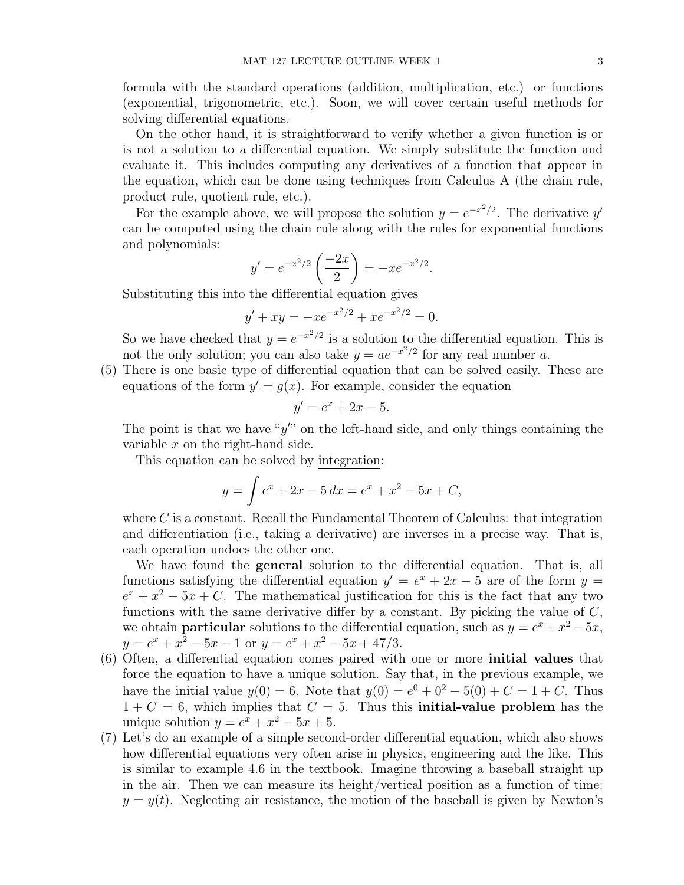formula with the standard operations (addition, multiplication, etc.) or functions (exponential, trigonometric, etc.). Soon, we will cover certain useful methods for solving differential equations.

On the other hand, it is straightforward to verify whether a given function is or is not a solution to a differential equation. We simply substitute the function and evaluate it. This includes computing any derivatives of a function that appear in the equation, which can be done using techniques from Calculus A (the chain rule, product rule, quotient rule, etc.).

For the example above, we will propose the solution $y = e^{-x^2/2}$. The derivative $y'$ can be computed using the chain rule along with the rules for exponential functions and polynomials:

$$y' = e^{-x^2/2}\left(\frac{-2x}{2}\right) = -xe^{-x^2/2}.$$

Substituting this into the differential equation gives

$$y' + xy = -xe^{-x^2/2} + xe^{-x^2/2} = 0.$$

So we have checked that $y = e^{-x^2/2}$ is a solution to the differential equation. This is not the only solution; you can also take $y = ae^{-x^2/2}$ for any real number $a$.

(5) There is one basic type of differential equation that can be solved easily. These are equations of the form $y' = g(x)$. For example, consider the equation

$$y' = e^x + 2x - 5.$$

The point is that we have "$y'$" on the left-hand side, and only things containing the variable $x$ on the right-hand side.

This equation can be solved by <u>integration</u>:

$$y = \int e^x + 2x - 5\,dx = e^x + x^2 - 5x + C,$$

where $C$ is a constant. Recall the Fundamental Theorem of Calculus: that integration and differentiation (i.e., taking a derivative) are <u>inverses</u> in a precise way. That is, each operation undoes the other one.

We have found the **general** solution to the differential equation. That is, all functions satisfying the differential equation $y' = e^x + 2x - 5$ are of the form $y = e^x + x^2 - 5x + C$. The mathematical justification for this is the fact that any two functions with the same derivative differ by a constant. By picking the value of $C$, we obtain **particular** solutions to the differential equation, such as $y = e^x + x^2 - 5x$, $y = e^x + x^2 - 5x - 1$ or $y = e^x + x^2 - 5x + 47/3$.

(6) Often, a differential equation comes paired with one or more **initial values** that force the equation to have a <u>unique</u> solution. Say that, in the previous example, we have the initial value $y(0) = 6$. Note that $y(0) = e^0 + 0^2 - 5(0) + C = 1 + C$. Thus $1 + C = 6$, which implies that $C = 5$. Thus this **initial-value problem** has the unique solution $y = e^x + x^2 - 5x + 5$.

(7) Let's do an example of a simple second-order differential equation, which also shows how differential equations very often arise in physics, engineering and the like. This is similar to example 4.6 in the textbook. Imagine throwing a baseball straight up in the air. Then we can measure its height/vertical position as a function of time: $y = y(t)$. Neglecting air resistance, the motion of the baseball is given by Newton's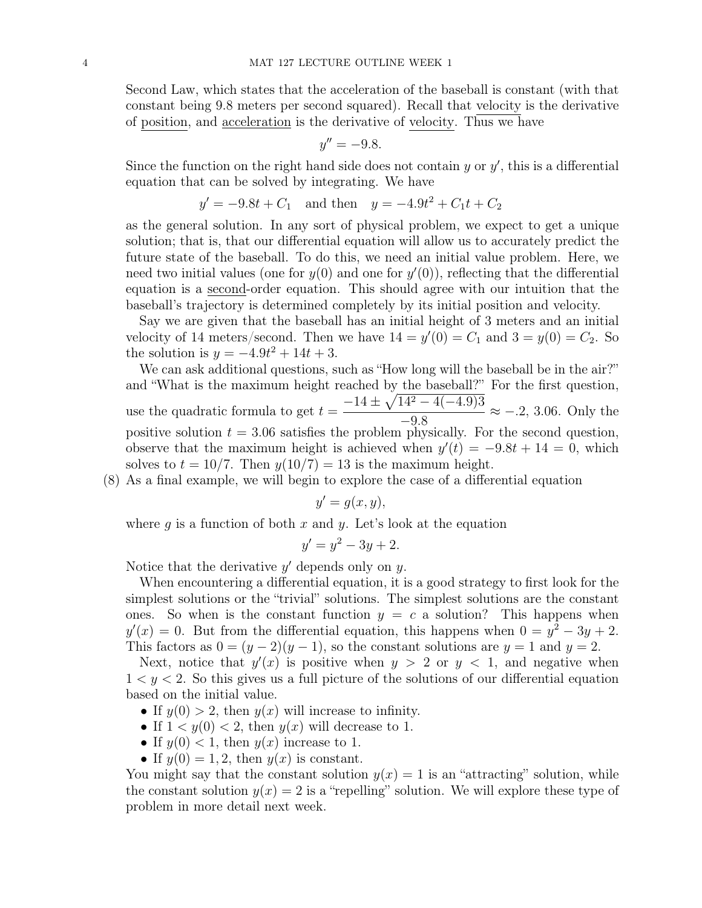Second Law, which states that the acceleration of the baseball is constant (with that constant being 9.8 meters per second squared). Recall that velocity is the derivative of position, and acceleration is the derivative of velocity. Thus we have

$$y'' = -9.8.$$

Since the function on the right hand side does not contain $y$ or $y'$, this is a differential equation that can be solved by integrating. We have

$$y' = -9.8t + C_1 \quad \text{and then} \quad y = -4.9t^2 + C_1 t + C_2$$

as the general solution. In any sort of physical problem, we expect to get a unique solution; that is, that our differential equation will allow us to accurately predict the future state of the baseball. To do this, we need an initial value problem. Here, we need two initial values (one for $y(0)$ and one for $y'(0)$), reflecting that the differential equation is a second-order equation. This should agree with our intuition that the baseball's trajectory is determined completely by its initial position and velocity.

Say we are given that the baseball has an initial height of 3 meters and an initial velocity of 14 meters/second. Then we have $14 = y'(0) = C_1$ and $3 = y(0) = C_2$. So the solution is $y = -4.9t^2 + 14t + 3$.

We can ask additional questions, such as "How long will the baseball be in the air?" and "What is the maximum height reached by the baseball?" For the first question, use the quadratic formula to get $t = \dfrac{-14 \pm \sqrt{14^2 - 4(-4.9)3}}{-9.8} \approx -.2, 3.06$. Only the positive solution $t = 3.06$ satisfies the problem physically. For the second question, observe that the maximum height is achieved when $y'(t) = -9.8t + 14 = 0$, which solves to $t = 10/7$. Then $y(10/7) = 13$ is the maximum height.

(8) As a final example, we will begin to explore the case of a differential equation

$$y' = g(x, y),$$

where $g$ is a function of both $x$ and $y$. Let's look at the equation

$$y' = y^2 - 3y + 2.$$

Notice that the derivative $y'$ depends only on $y$.

When encountering a differential equation, it is a good strategy to first look for the simplest solutions or the "trivial" solutions. The simplest solutions are the constant ones. So when is the constant function $y = c$ a solution? This happens when $y'(x) = 0$. But from the differential equation, this happens when $0 = y^2 - 3y + 2$. This factors as $0 = (y - 2)(y - 1)$, so the constant solutions are $y = 1$ and $y = 2$.

Next, notice that $y'(x)$ is positive when $y > 2$ or $y < 1$, and negative when $1 < y < 2$. So this gives us a full picture of the solutions of our differential equation based on the initial value.

- If $y(0) > 2$, then $y(x)$ will increase to infinity.
- If $1 < y(0) < 2$, then $y(x)$ will decrease to 1.
- If $y(0) < 1$, then $y(x)$ increase to 1.
- If $y(0) = 1, 2$, then $y(x)$ is constant.

You might say that the constant solution $y(x) = 1$ is an "attracting" solution, while the constant solution $y(x) = 2$ is a "repelling" solution. We will explore these type of problem in more detail next week.